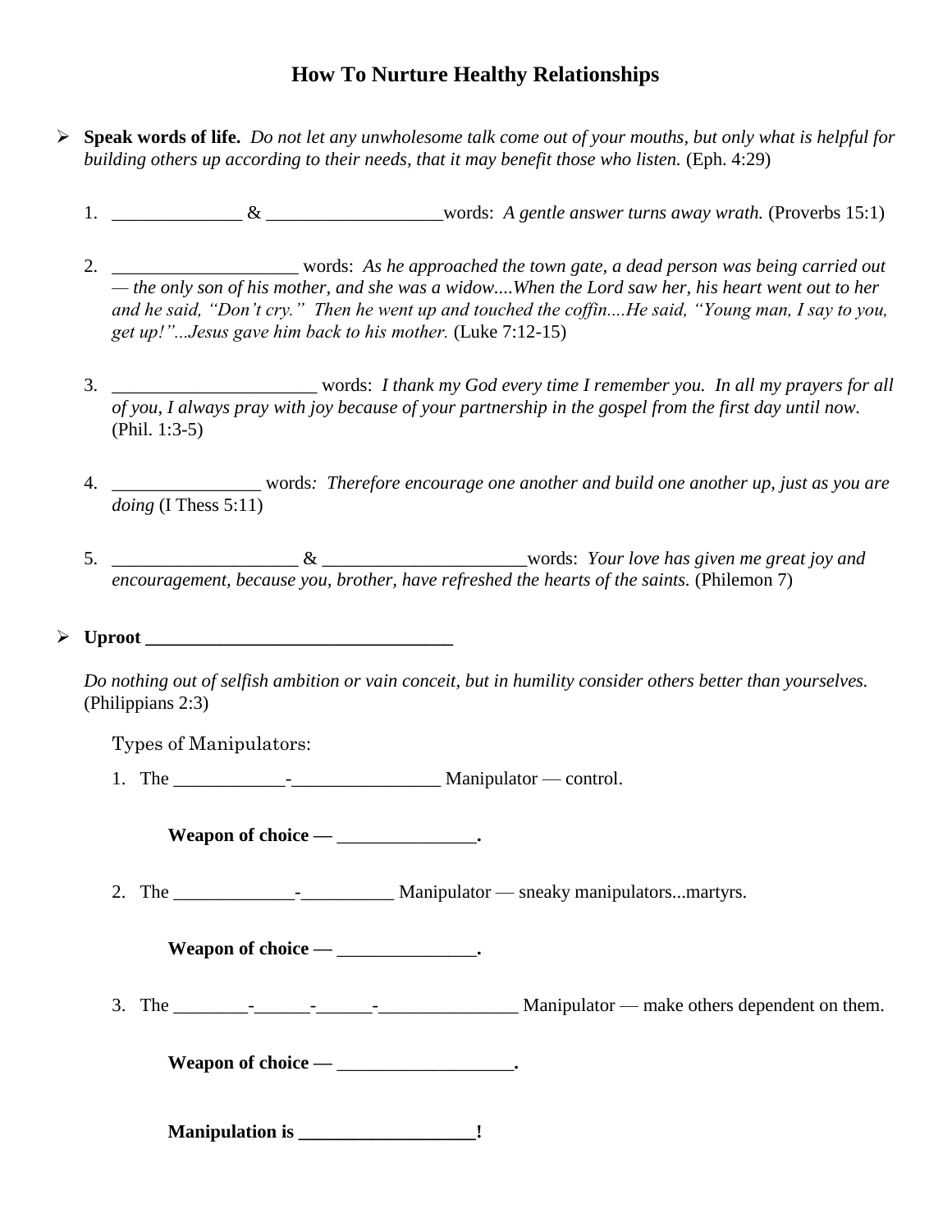# How To Nurture Healthy Relationships

- **Speak words of life.** *Do not let any unwholesome talk come out of your mouths, but only what is helpful for building others up according to their needs, that it may benefit those who listen.* (Eph. 4:29)

  1. ______________ & ___________________words: *A gentle answer turns away wrath.* (Proverbs 15:1)

  2. ____________________ words: *As he approached the town gate, a dead person was being carried out — the only son of his mother, and she was a widow....When the Lord saw her, his heart went out to her and he said, "Don't cry." Then he went up and touched the coffin....He said, "Young man, I say to you, get up!"...Jesus gave him back to his mother.* (Luke 7:12-15)

  3. ______________________ words: *I thank my God every time I remember you. In all my prayers for all of you, I always pray with joy because of your partnership in the gospel from the first day until now.* (Phil. 1:3-5)

  4. ________________ words*: Therefore encourage one another and build one another up, just as you are doing* (I Thess 5:11)

  5. ____________________ & ______________________words: *Your love has given me great joy and encouragement, because you, brother, have refreshed the hearts of the saints.* (Philemon 7)

- **Uproot __________________________________**

  *Do nothing out of selfish ambition or vain conceit, but in humility consider others better than yourselves.* (Philippians 2:3)

  Types of Manipulators:

  1. The ____________-________________ Manipulator — control.

     **Weapon of choice — _______________.**

  2. The _____________-__________ Manipulator — sneaky manipulators...martyrs.

     **Weapon of choice — _______________.**

  3. The ________-______-______-_______________ Manipulator — make others dependent on them.

     **Weapon of choice — ___________________.**

     **Manipulation is ___________________!**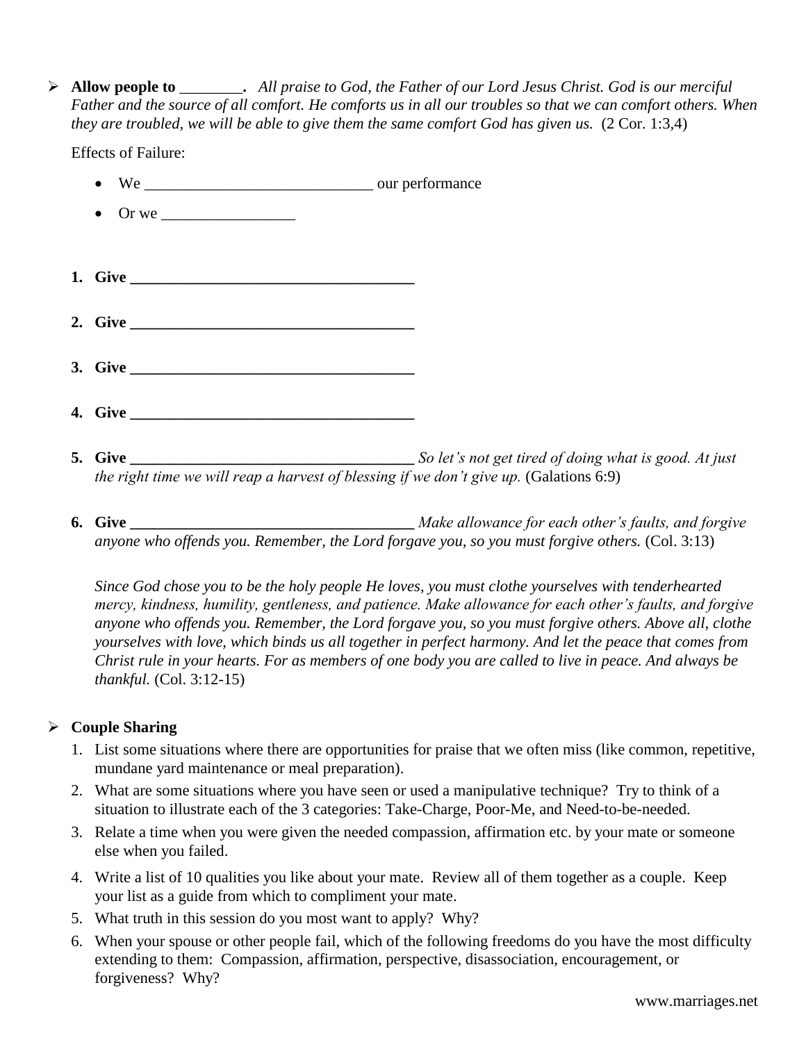- **Allow people to ________.** *All praise to God, the Father of our Lord Jesus Christ. God is our merciful Father and the source of all comfort. He comforts us in all our troubles so that we can comfort others. When they are troubled, we will be able to give them the same comfort God has given us.* (2 Cor. 1:3,4)

  Effects of Failure:

  - We ____________________________ our performance
  - Or we ________________

  1. **Give ____________________________________**
  2. **Give ____________________________________**
  3. **Give ____________________________________**
  4. **Give ____________________________________**
  5. **Give ____________________________________** *So let's not get tired of doing what is good. At just the right time we will reap a harvest of blessing if we don't give up.* (Galations 6:9)
  6. **Give ____________________________________** *Make allowance for each other's faults, and forgive anyone who offends you. Remember, the Lord forgave you, so you must forgive others.* (Col. 3:13)

     *Since God chose you to be the holy people He loves, you must clothe yourselves with tenderhearted mercy, kindness, humility, gentleness, and patience. Make allowance for each other's faults, and forgive anyone who offends you. Remember, the Lord forgave you, so you must forgive others. Above all, clothe yourselves with love, which binds us all together in perfect harmony. And let the peace that comes from Christ rule in your hearts. For as members of one body you are called to live in peace. And always be thankful.* (Col. 3:12-15)

- **Couple Sharing**
  1. List some situations where there are opportunities for praise that we often miss (like common, repetitive, mundane yard maintenance or meal preparation).
  2. What are some situations where you have seen or used a manipulative technique? Try to think of a situation to illustrate each of the 3 categories: Take-Charge, Poor-Me, and Need-to-be-needed.
  3. Relate a time when you were given the needed compassion, affirmation etc. by your mate or someone else when you failed.
  4. Write a list of 10 qualities you like about your mate. Review all of them together as a couple. Keep your list as a guide from which to compliment your mate.
  5. What truth in this session do you most want to apply? Why?
  6. When your spouse or other people fail, which of the following freedoms do you have the most difficulty extending to them: Compassion, affirmation, perspective, disassociation, encouragement, or forgiveness? Why?

www.marriages.net